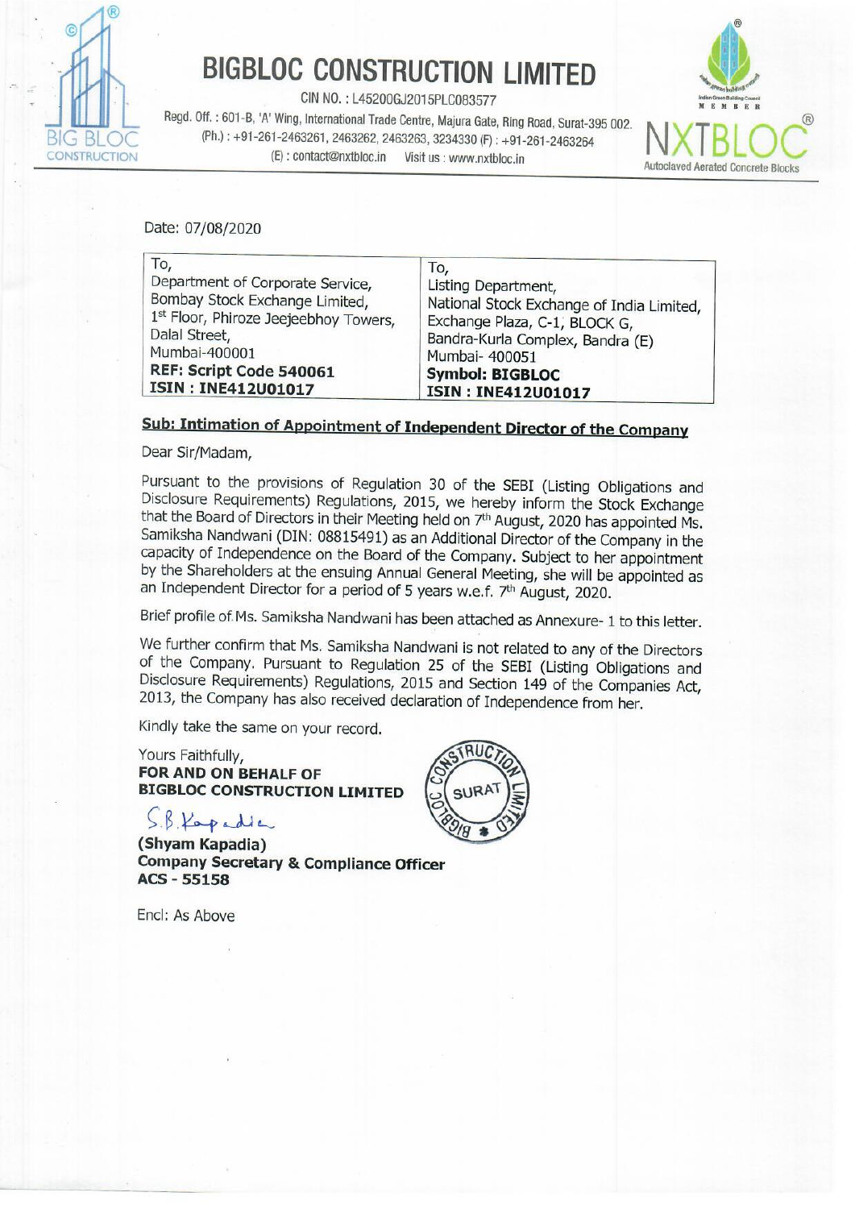# BIGBLOC CONSTRUCTION LIMITED

CIN NO. : L45200GJ2015PLC083577

Regd. Off. : 601-B, 'A' Wing, International Trade Centre, Majura Gate, Ring Road, Surat-395 002.
(Ph.) : +91-261-2463261, 2463262, 2463263, 3234330 (F) : +91-261-2463264
(E) : contact@nxtbloc.in Visit us : www.nxtbloc.in

NXTBLOC
Autoclaved Aerated Concrete Blocks

Date: 07/08/2020

| To, | To, |
|---|---|
| Department of Corporate Service, | Listing Department, |
| Bombay Stock Exchange Limited, | National Stock Exchange of India Limited, |
| 1st Floor, Phiroze Jeejeebhoy Towers, | Exchange Plaza, C-1, BLOCK G, |
| Dalal Street, | Bandra-Kurla Complex, Bandra (E) |
| Mumbai-400001 | Mumbai- 400051 |
| **REF: Script Code 540061** | **Symbol: BIGBLOC** |
| **ISIN : INE412U01017** | **ISIN : INE412U01017** |

**Sub: Intimation of Appointment of Independent Director of the Company**

Dear Sir/Madam,

Pursuant to the provisions of Regulation 30 of the SEBI (Listing Obligations and Disclosure Requirements) Regulations, 2015, we hereby inform the Stock Exchange that the Board of Directors in their Meeting held on 7th August, 2020 has appointed Ms. Samiksha Nandwani (DIN: 08815491) as an Additional Director of the Company in the capacity of Independence on the Board of the Company. Subject to her appointment by the Shareholders at the ensuing Annual General Meeting, she will be appointed as an Independent Director for a period of 5 years w.e.f. 7th August, 2020.

Brief profile of Ms. Samiksha Nandwani has been attached as Annexure- 1 to this letter.

We further confirm that Ms. Samiksha Nandwani is not related to any of the Directors of the Company. Pursuant to Regulation 25 of the SEBI (Listing Obligations and Disclosure Requirements) Regulations, 2015 and Section 149 of the Companies Act, 2013, the Company has also received declaration of Independence from her.

Kindly take the same on your record.

Yours Faithfully,
**FOR AND ON BEHALF OF**
**BIGBLOC CONSTRUCTION LIMITED**

S.B. Kapadia

**(Shyam Kapadia)**
**Company Secretary & Compliance Officer**
**ACS - 55158**

Encl: As Above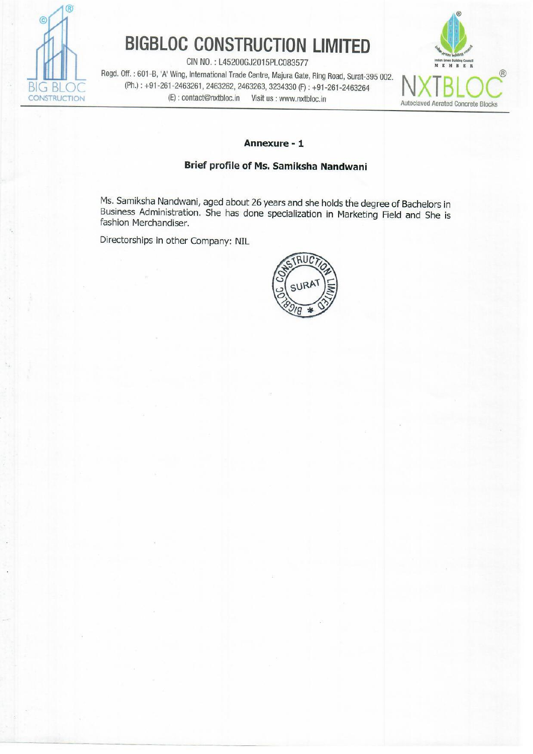# BIGBLOC CONSTRUCTION LIMITED

CIN NO. : L45200GJ2015PLC083577

Regd. Off. : 601-B, 'A' Wing, International Trade Centre, Majura Gate, Ring Road, Surat-395 002.
(Ph.) : +91-261-2463261, 2463262, 2463263, 3234330 (F) : +91-261-2463264
(E) : contact@nxtbloc.in Visit us : www.nxtbloc.in

NXTBLOC® Autoclaved Aerated Concrete Blocks

## Annexure - 1

### Brief profile of Ms. Samiksha Nandwani

Ms. Samiksha Nandwani, aged about 26 years and she holds the degree of Bachelors in Business Administration. She has done specialization in Marketing Field and She is fashion Merchandiser.

Directorships in other Company: NIL

BIGBLOC CONSTRUCTION LIMITED SURAT